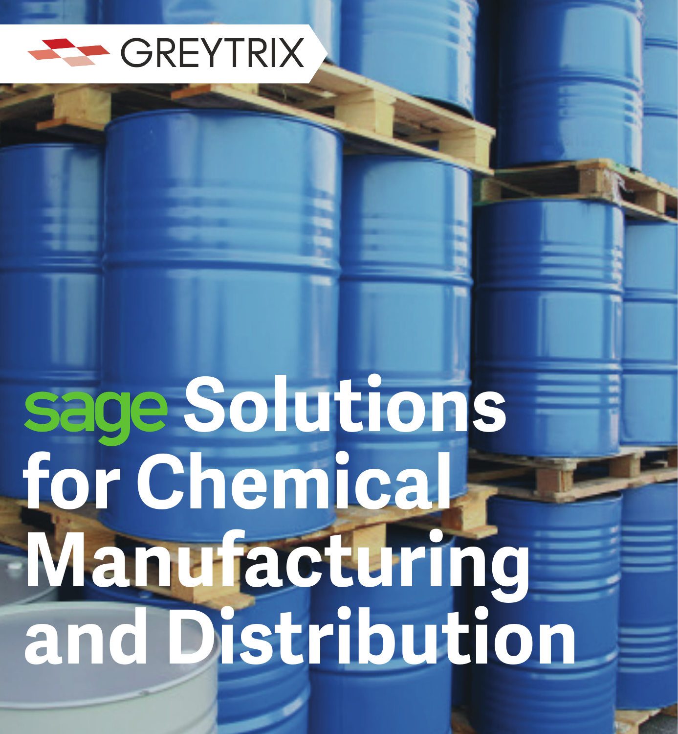GREYTRIX

# sage Solutions for Chemical Manufacturing and Distribution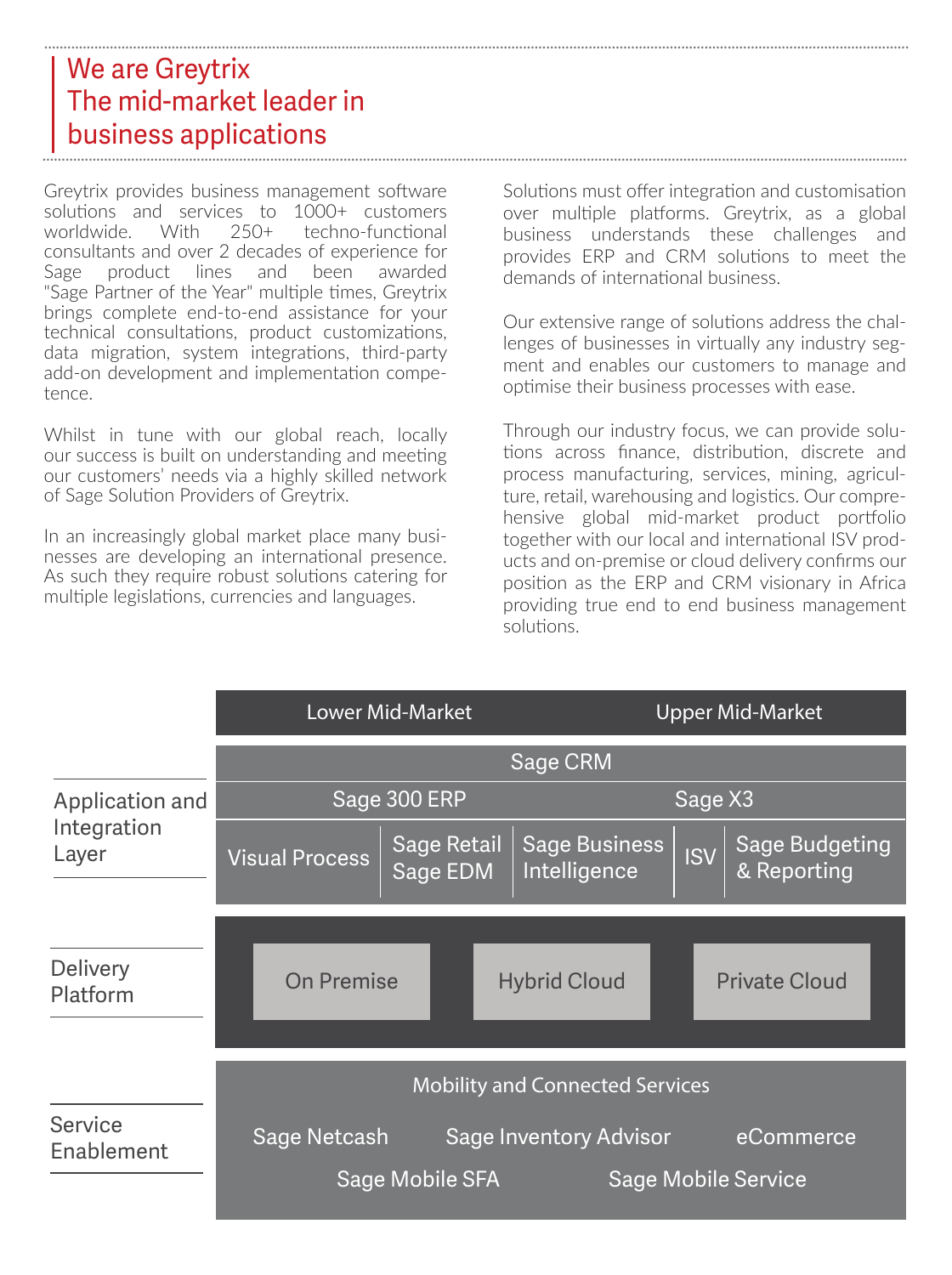# We are Greytrix The mid-market leader in business applications

Greytrix provides business management software solutions and services to 1000+ customers worldwide. With 250+ techno-functional consultants and over 2 decades of experience for Sage product lines and been awarded "Sage Partner of the Year" multiple times, Greytrix brings complete end-to-end assistance for your technical consultations, product customizations, data migration, system integrations, third-party add-on development and implementation competence.

Whilst in tune with our global reach, locally our success is built on understanding and meeting our customers' needs via a highly skilled network of Sage Solution Providers of Greytrix.

In an increasingly global market place many businesses are developing an international presence. As such they require robust solutions catering for multiple legislations, currencies and languages.

Solutions must offer integration and customisation over multiple platforms. Greytrix, as a global business understands these challenges and provides ERP and CRM solutions to meet the demands of international business.

Our extensive range of solutions address the challenges of businesses in virtually any industry segment and enables our customers to manage and optimise their business processes with ease.

Through our industry focus, we can provide solutions across finance, distribution, discrete and process manufacturing, services, mining, agriculture, retail, warehousing and logistics. Our comprehensive global mid-market product portfolio together with our local and international ISV products and on-premise or cloud delivery confirms our position as the ERP and CRM visionary in Africa providing true end to end business management solutions.

| | Lower Mid-Market | Upper Mid-Market |
|---|---|---|
| **Application and Integration Layer** | Sage CRM | Sage CRM |
| | Sage 300 ERP | Sage X3 |
| | Visual Process; Sage Retail, Sage EDM; Sage Business Intelligence | ISV; Sage Budgeting & Reporting |
| **Delivery Platform** | On Premise; Hybrid Cloud | Private Cloud |
| **Service Enablement** | Mobility and Connected Services | |
| | Sage Netcash; Sage Inventory Advisor; Sage Mobile SFA | eCommerce; Sage Mobile Service |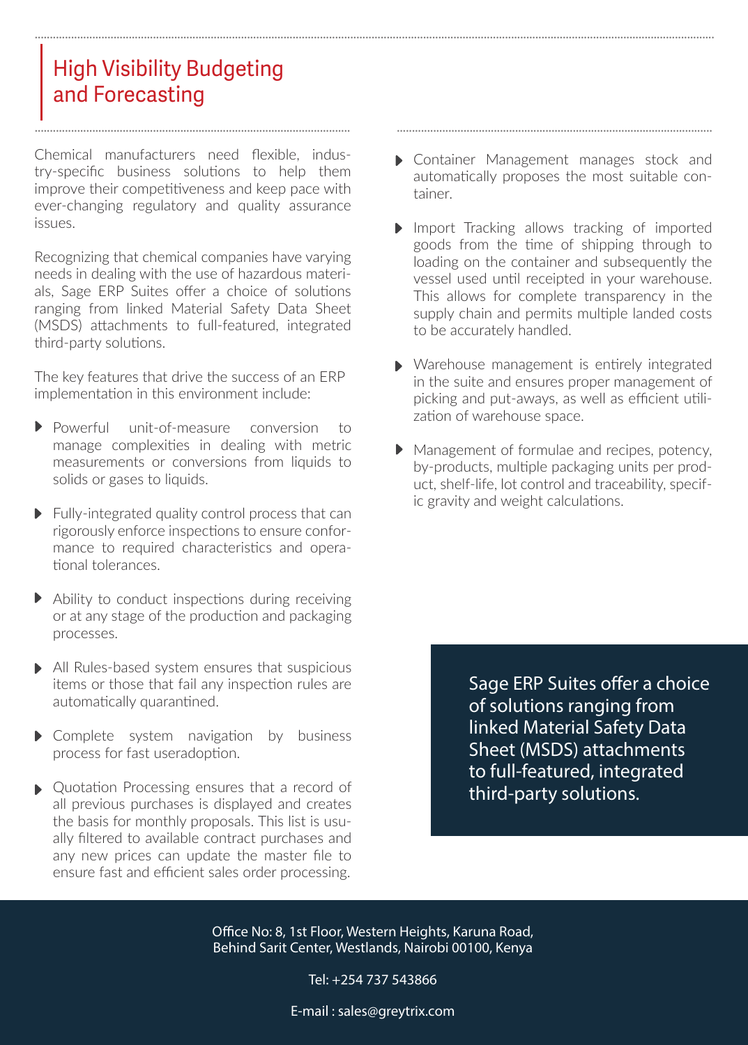# High Visibility Budgeting and Forecasting

Chemical manufacturers need flexible, industry-specific business solutions to help them improve their competitiveness and keep pace with ever-changing regulatory and quality assurance issues.

Recognizing that chemical companies have varying needs in dealing with the use of hazardous materials, Sage ERP Suites offer a choice of solutions ranging from linked Material Safety Data Sheet (MSDS) attachments to full-featured, integrated third-party solutions.

The key features that drive the success of an ERP implementation in this environment include:

- Powerful unit-of-measure conversion to manage complexities in dealing with metric measurements or conversions from liquids to solids or gases to liquids.
- Fully-integrated quality control process that can rigorously enforce inspections to ensure conformance to required characteristics and operational tolerances.
- Ability to conduct inspections during receiving or at any stage of the production and packaging processes.
- All Rules-based system ensures that suspicious items or those that fail any inspection rules are automatically quarantined.
- Complete system navigation by business process for fast useradoption.
- Quotation Processing ensures that a record of all previous purchases is displayed and creates the basis for monthly proposals. This list is usually filtered to available contract purchases and any new prices can update the master file to ensure fast and efficient sales order processing.
- Container Management manages stock and automatically proposes the most suitable container.
- Import Tracking allows tracking of imported goods from the time of shipping through to loading on the container and subsequently the vessel used until receipted in your warehouse. This allows for complete transparency in the supply chain and permits multiple landed costs to be accurately handled.
- Warehouse management is entirely integrated in the suite and ensures proper management of picking and put-aways, as well as efficient utilization of warehouse space.
- Management of formulae and recipes, potency, by-products, multiple packaging units per product, shelf-life, lot control and traceability, specific gravity and weight calculations.

Sage ERP Suites offer a choice of solutions ranging from linked Material Safety Data Sheet (MSDS) attachments to full-featured, integrated third-party solutions.

Office No: 8, 1st Floor, Western Heights, Karuna Road,
Behind Sarit Center, Westlands, Nairobi 00100, Kenya

Tel: +254 737 543866

E-mail : sales@greytrix.com